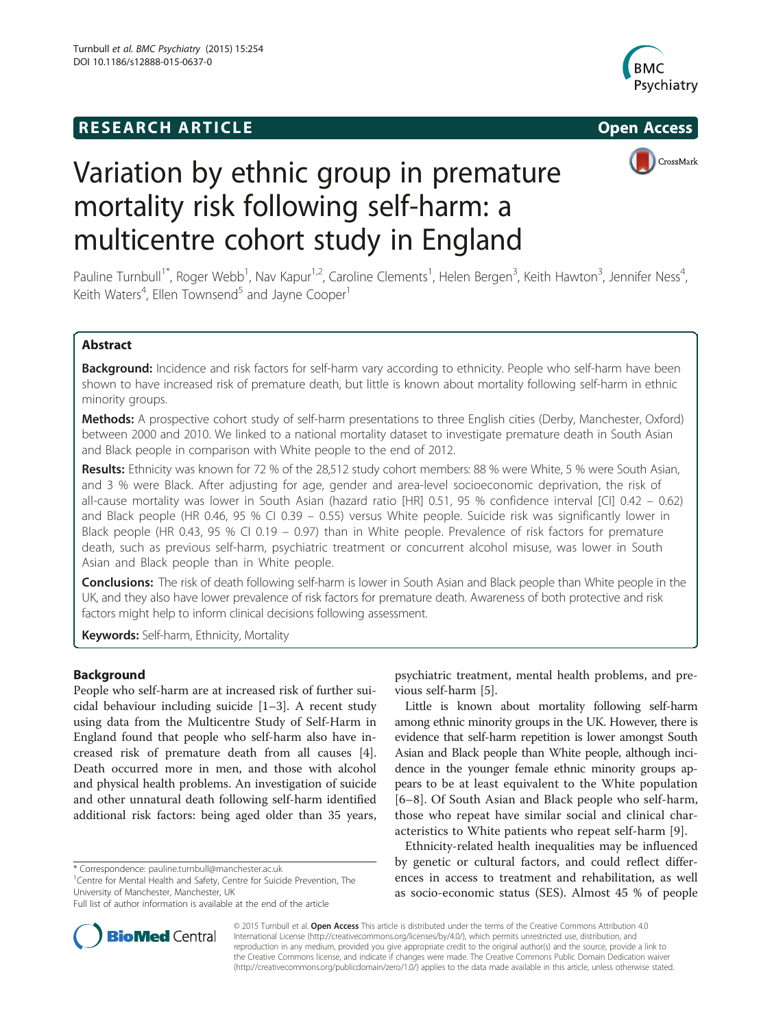**RESEARCH ARTICLE** **Open Access**

# Variation by ethnic group in premature mortality risk following self-harm: a multicentre cohort study in England

Pauline Turnbull[1*], Roger Webb[1], Nav Kapur[1,2], Caroline Clements[1], Helen Bergen[3], Keith Hawton[3], Jennifer Ness[4], Keith Waters[4], Ellen Townsend[5] and Jayne Cooper[1]

## Abstract

**Background:** Incidence and risk factors for self-harm vary according to ethnicity. People who self-harm have been shown to have increased risk of premature death, but little is known about mortality following self-harm in ethnic minority groups.

**Methods:** A prospective cohort study of self-harm presentations to three English cities (Derby, Manchester, Oxford) between 2000 and 2010. We linked to a national mortality dataset to investigate premature death in South Asian and Black people in comparison with White people to the end of 2012.

**Results:** Ethnicity was known for 72 % of the 28,512 study cohort members: 88 % were White, 5 % were South Asian, and 3 % were Black. After adjusting for age, gender and area-level socioeconomic deprivation, the risk of all-cause mortality was lower in South Asian (hazard ratio [HR] 0.51, 95 % confidence interval [CI] 0.42 – 0.62) and Black people (HR 0.46, 95 % CI 0.39 – 0.55) versus White people. Suicide risk was significantly lower in Black people (HR 0.43, 95 % CI 0.19 – 0.97) than in White people. Prevalence of risk factors for premature death, such as previous self-harm, psychiatric treatment or concurrent alcohol misuse, was lower in South Asian and Black people than in White people.

**Conclusions:** The risk of death following self-harm is lower in South Asian and Black people than White people in the UK, and they also have lower prevalence of risk factors for premature death. Awareness of both protective and risk factors might help to inform clinical decisions following assessment.

**Keywords:** Self-harm, Ethnicity, Mortality

## Background

People who self-harm are at increased risk of further suicidal behaviour including suicide [1–3]. A recent study using data from the Multicentre Study of Self-Harm in England found that people who self-harm also have increased risk of premature death from all causes [4]. Death occurred more in men, and those with alcohol and physical health problems. An investigation of suicide and other unnatural death following self-harm identified additional risk factors: being aged older than 35 years, psychiatric treatment, mental health problems, and previous self-harm [5].

Little is known about mortality following self-harm among ethnic minority groups in the UK. However, there is evidence that self-harm repetition is lower amongst South Asian and Black people than White people, although incidence in the younger female ethnic minority groups appears to be at least equivalent to the White population [6–8]. Of South Asian and Black people who self-harm, those who repeat have similar social and clinical characteristics to White patients who repeat self-harm [9].

Ethnicity-related health inequalities may be influenced by genetic or cultural factors, and could reflect differences in access to treatment and rehabilitation, as well as socio-economic status (SES). Almost 45 % of people

\* Correspondence: pauline.turnbull@manchester.ac.uk
[1]Centre for Mental Health and Safety, Centre for Suicide Prevention, The University of Manchester, Manchester, UK
Full list of author information is available at the end of the article

© 2015 Turnbull et al. **Open Access** This article is distributed under the terms of the Creative Commons Attribution 4.0 International License (http://creativecommons.org/licenses/by/4.0/), which permits unrestricted use, distribution, and reproduction in any medium, provided you give appropriate credit to the original author(s) and the source, provide a link to the Creative Commons license, and indicate if changes were made. The Creative Commons Public Domain Dedication waiver (http://creativecommons.org/publicdomain/zero/1.0/) applies to the data made available in this article, unless otherwise stated.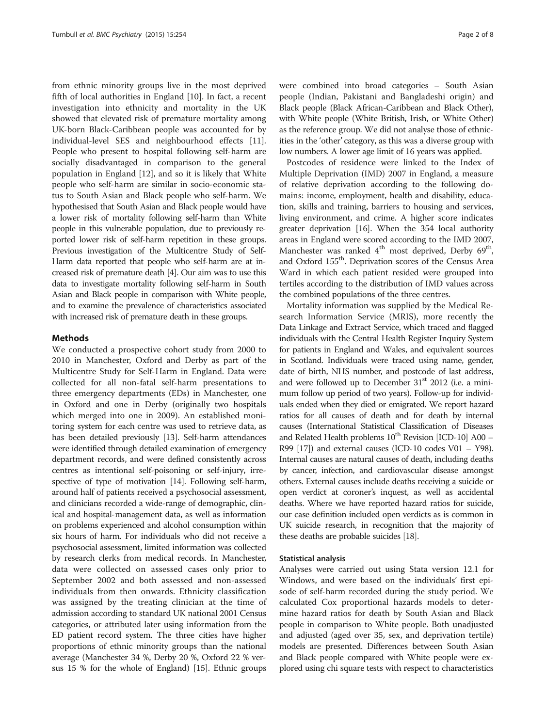from ethnic minority groups live in the most deprived fifth of local authorities in England [10]. In fact, a recent investigation into ethnicity and mortality in the UK showed that elevated risk of premature mortality among UK-born Black-Caribbean people was accounted for by individual-level SES and neighbourhood effects [11]. People who present to hospital following self-harm are socially disadvantaged in comparison to the general population in England [12], and so it is likely that White people who self-harm are similar in socio-economic status to South Asian and Black people who self-harm. We hypothesised that South Asian and Black people would have a lower risk of mortality following self-harm than White people in this vulnerable population, due to previously reported lower risk of self-harm repetition in these groups. Previous investigation of the Multicentre Study of Self-Harm data reported that people who self-harm are at increased risk of premature death [4]. Our aim was to use this data to investigate mortality following self-harm in South Asian and Black people in comparison with White people, and to examine the prevalence of characteristics associated with increased risk of premature death in these groups.

## Methods

We conducted a prospective cohort study from 2000 to 2010 in Manchester, Oxford and Derby as part of the Multicentre Study for Self-Harm in England. Data were collected for all non-fatal self-harm presentations to three emergency departments (EDs) in Manchester, one in Oxford and one in Derby (originally two hospitals which merged into one in 2009). An established monitoring system for each centre was used to retrieve data, as has been detailed previously [13]. Self-harm attendances were identified through detailed examination of emergency department records, and were defined consistently across centres as intentional self-poisoning or self-injury, irrespective of type of motivation [14]. Following self-harm, around half of patients received a psychosocial assessment, and clinicians recorded a wide-range of demographic, clinical and hospital-management data, as well as information on problems experienced and alcohol consumption within six hours of harm. For individuals who did not receive a psychosocial assessment, limited information was collected by research clerks from medical records. In Manchester, data were collected on assessed cases only prior to September 2002 and both assessed and non-assessed individuals from then onwards. Ethnicity classification was assigned by the treating clinician at the time of admission according to standard UK national 2001 Census categories, or attributed later using information from the ED patient record system. The three cities have higher proportions of ethnic minority groups than the national average (Manchester 34 %, Derby 20 %, Oxford 22 % versus 15 % for the whole of England) [15]. Ethnic groups were combined into broad categories – South Asian people (Indian, Pakistani and Bangladeshi origin) and Black people (Black African-Caribbean and Black Other), with White people (White British, Irish, or White Other) as the reference group. We did not analyse those of ethnicities in the 'other' category, as this was a diverse group with low numbers. A lower age limit of 16 years was applied.

Postcodes of residence were linked to the Index of Multiple Deprivation (IMD) 2007 in England, a measure of relative deprivation according to the following domains: income, employment, health and disability, education, skills and training, barriers to housing and services, living environment, and crime. A higher score indicates greater deprivation [16]. When the 354 local authority areas in England were scored according to the IMD 2007, Manchester was ranked 4th most deprived, Derby 69th, and Oxford 155th. Deprivation scores of the Census Area Ward in which each patient resided were grouped into tertiles according to the distribution of IMD values across the combined populations of the three centres.

Mortality information was supplied by the Medical Research Information Service (MRIS), more recently the Data Linkage and Extract Service, which traced and flagged individuals with the Central Health Register Inquiry System for patients in England and Wales, and equivalent sources in Scotland. Individuals were traced using name, gender, date of birth, NHS number, and postcode of last address, and were followed up to December 31st 2012 (i.e. a minimum follow up period of two years). Follow-up for individuals ended when they died or emigrated. We report hazard ratios for all causes of death and for death by internal causes (International Statistical Classification of Diseases and Related Health problems 10th Revision [ICD-10] A00 – R99 [17]) and external causes (ICD-10 codes V01 – Y98). Internal causes are natural causes of death, including deaths by cancer, infection, and cardiovascular disease amongst others. External causes include deaths receiving a suicide or open verdict at coroner's inquest, as well as accidental deaths. Where we have reported hazard ratios for suicide, our case definition included open verdicts as is common in UK suicide research, in recognition that the majority of these deaths are probable suicides [18].

### Statistical analysis

Analyses were carried out using Stata version 12.1 for Windows, and were based on the individuals' first episode of self-harm recorded during the study period. We calculated Cox proportional hazards models to determine hazard ratios for death by South Asian and Black people in comparison to White people. Both unadjusted and adjusted (aged over 35, sex, and deprivation tertile) models are presented. Differences between South Asian and Black people compared with White people were explored using chi square tests with respect to characteristics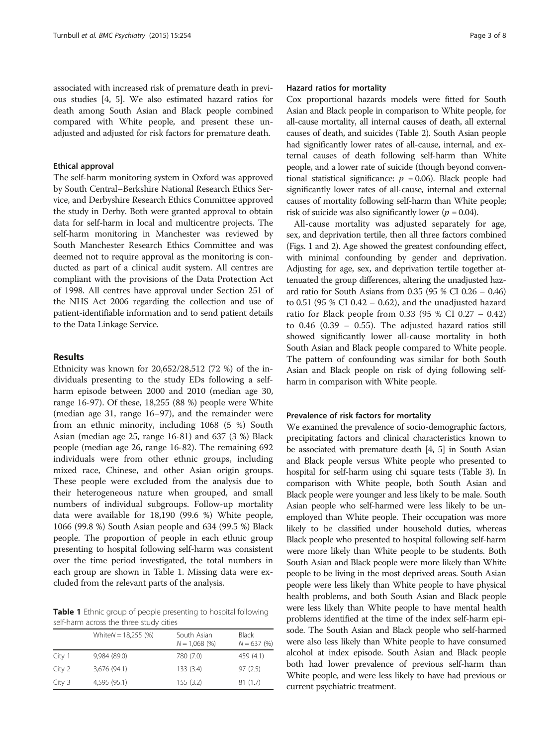associated with increased risk of premature death in previous studies [4, 5]. We also estimated hazard ratios for death among South Asian and Black people combined compared with White people, and present these unadjusted and adjusted for risk factors for premature death.

### Ethical approval

The self-harm monitoring system in Oxford was approved by South Central–Berkshire National Research Ethics Service, and Derbyshire Research Ethics Committee approved the study in Derby. Both were granted approval to obtain data for self-harm in local and multicentre projects. The self-harm monitoring in Manchester was reviewed by South Manchester Research Ethics Committee and was deemed not to require approval as the monitoring is conducted as part of a clinical audit system. All centres are compliant with the provisions of the Data Protection Act of 1998. All centres have approval under Section 251 of the NHS Act 2006 regarding the collection and use of patient-identifiable information and to send patient details to the Data Linkage Service.

## Results

Ethnicity was known for 20,652/28,512 (72 %) of the individuals presenting to the study EDs following a self-harm episode between 2000 and 2010 (median age 30, range 16-97). Of these, 18,255 (88 %) people were White (median age 31, range 16–97), and the remainder were from an ethnic minority, including 1068 (5 %) South Asian (median age 25, range 16-81) and 637 (3 %) Black people (median age 26, range 16-82). The remaining 692 individuals were from other ethnic groups, including mixed race, Chinese, and other Asian origin groups. These people were excluded from the analysis due to their heterogeneous nature when grouped, and small numbers of individual subgroups. Follow-up mortality data were available for 18,190 (99.6 %) White people, 1066 (99.8 %) South Asian people and 634 (99.5 %) Black people. The proportion of people in each ethnic group presenting to hospital following self-harm was consistent over the time period investigated, the total numbers in each group are shown in Table 1. Missing data were excluded from the relevant parts of the analysis.

**Table 1** Ethnic group of people presenting to hospital following self-harm across the three study cities

| | White $N = 18,255$ (%) | South Asian $N = 1,068$ (%) | Black $N = 637$ (%) |
|---|---|---|---|
| City 1 | 9,984 (89.0) | 780 (7.0) | 459 (4.1) |
| City 2 | 3,676 (94.1) | 133 (3.4) | 97 (2.5) |
| City 3 | 4,595 (95.1) | 155 (3.2) | 81 (1.7) |

### Hazard ratios for mortality

Cox proportional hazards models were fitted for South Asian and Black people in comparison to White people, for all-cause mortality, all internal causes of death, all external causes of death, and suicides (Table 2). South Asian people had significantly lower rates of all-cause, internal, and external causes of death following self-harm than White people, and a lower rate of suicide (though beyond conventional statistical significance: $p = 0.06$). Black people had significantly lower rates of all-cause, internal and external causes of mortality following self-harm than White people; risk of suicide was also significantly lower ($p = 0.04$).

All-cause mortality was adjusted separately for age, sex, and deprivation tertile, then all three factors combined (Figs. 1 and 2). Age showed the greatest confounding effect, with minimal confounding by gender and deprivation. Adjusting for age, sex, and deprivation tertile together attenuated the group differences, altering the unadjusted hazard ratio for South Asians from 0.35 (95 % CI 0.26 – 0.46) to 0.51 (95 % CI 0.42 – 0.62), and the unadjusted hazard ratio for Black people from 0.33 (95 % CI 0.27 – 0.42) to 0.46 (0.39 – 0.55). The adjusted hazard ratios still showed significantly lower all-cause mortality in both South Asian and Black people compared to White people. The pattern of confounding was similar for both South Asian and Black people on risk of dying following self-harm in comparison with White people.

### Prevalence of risk factors for mortality

We examined the prevalence of socio-demographic factors, precipitating factors and clinical characteristics known to be associated with premature death [4, 5] in South Asian and Black people versus White people who presented to hospital for self-harm using chi square tests (Table 3). In comparison with White people, both South Asian and Black people were younger and less likely to be male. South Asian people who self-harmed were less likely to be unemployed than White people. Their occupation was more likely to be classified under household duties, whereas Black people who presented to hospital following self-harm were more likely than White people to be students. Both South Asian and Black people were more likely than White people to be living in the most deprived areas. South Asian people were less likely than White people to have physical health problems, and both South Asian and Black people were less likely than White people to have mental health problems identified at the time of the index self-harm episode. The South Asian and Black people who self-harmed were also less likely than White people to have consumed alcohol at index episode. South Asian and Black people both had lower prevalence of previous self-harm than White people, and were less likely to have had previous or current psychiatric treatment.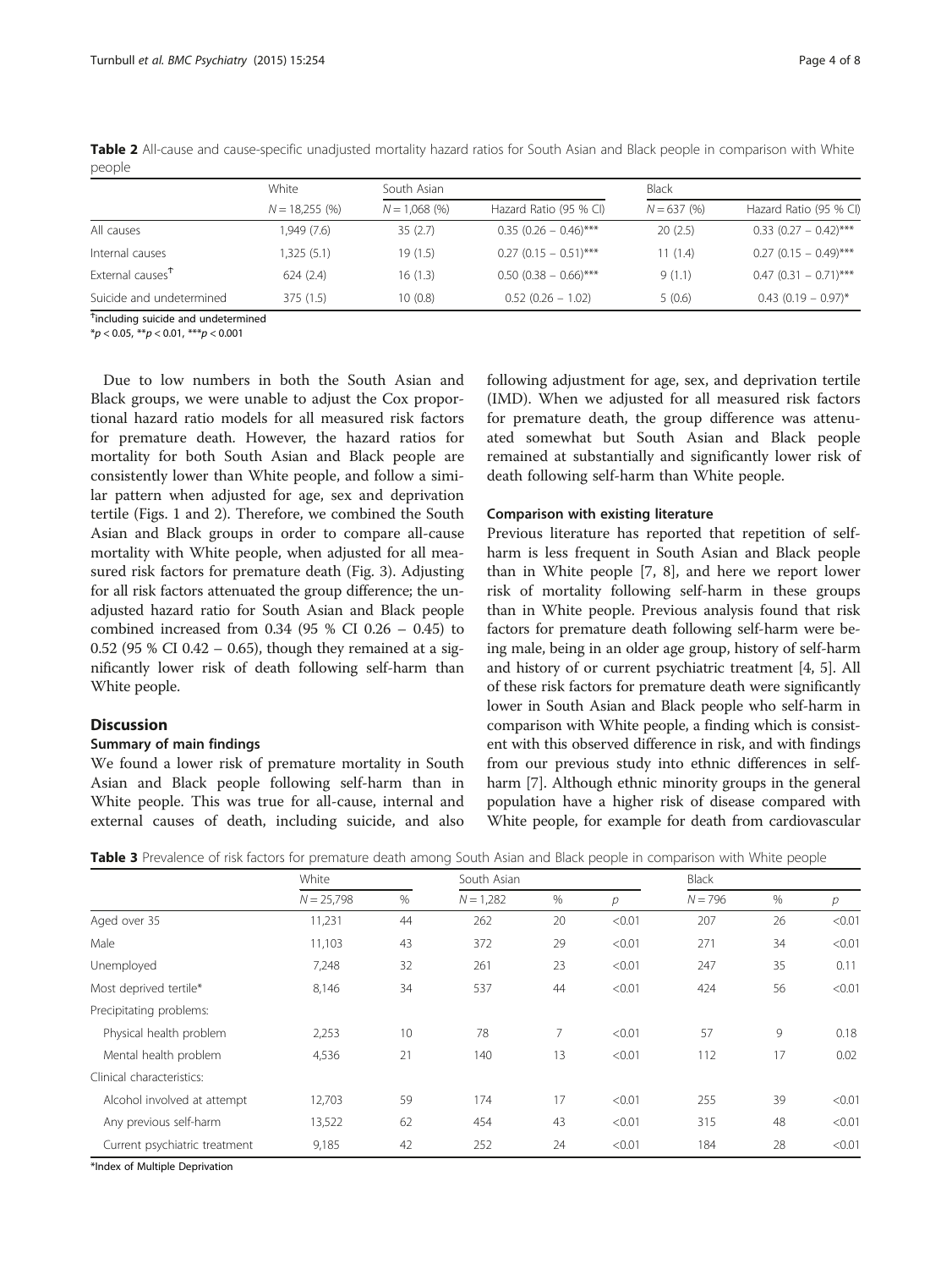**Table 2** All-cause and cause-specific unadjusted mortality hazard ratios for South Asian and Black people in comparison with White people

| | White | South Asian | | Black | |
|---|---|---|---|---|---|
| | $N = 18,255$ (%) | $N = 1,068$ (%) | Hazard Ratio (95 % CI) | $N = 637$ (%) | Hazard Ratio (95 % CI) |
| All causes | 1,949 (7.6) | 35 (2.7) | 0.35 (0.26 – 0.46)*** | 20 (2.5) | 0.33 (0.27 – 0.42)*** |
| Internal causes | 1,325 (5.1) | 19 (1.5) | 0.27 (0.15 – 0.51)*** | 11 (1.4) | 0.27 (0.15 – 0.49)*** |
| External causes[†] | 624 (2.4) | 16 (1.3) | 0.50 (0.38 – 0.66)*** | 9 (1.1) | 0.47 (0.31 – 0.71)*** |
| Suicide and undetermined | 375 (1.5) | 10 (0.8) | 0.52 (0.26 – 1.02) | 5 (0.6) | 0.43 (0.19 – 0.97)* |

[†]including suicide and undetermined

*$p < 0.05$, **$p < 0.01$, ***$p < 0.001$

Due to low numbers in both the South Asian and Black groups, we were unable to adjust the Cox proportional hazard ratio models for all measured risk factors for premature death. However, the hazard ratios for mortality for both South Asian and Black people are consistently lower than White people, and follow a similar pattern when adjusted for age, sex and deprivation tertile (Figs. 1 and 2). Therefore, we combined the South Asian and Black groups in order to compare all-cause mortality with White people, when adjusted for all measured risk factors for premature death (Fig. 3). Adjusting for all risk factors attenuated the group difference; the unadjusted hazard ratio for South Asian and Black people combined increased from 0.34 (95 % CI 0.26 – 0.45) to 0.52 (95 % CI 0.42 – 0.65), though they remained at a significantly lower risk of death following self-harm than White people.

## Discussion

### Summary of main findings

We found a lower risk of premature mortality in South Asian and Black people following self-harm than in White people. This was true for all-cause, internal and external causes of death, including suicide, and also following adjustment for age, sex, and deprivation tertile (IMD). When we adjusted for all measured risk factors for premature death, the group difference was attenuated somewhat but South Asian and Black people remained at substantially and significantly lower risk of death following self-harm than White people.

### Comparison with existing literature

Previous literature has reported that repetition of self-harm is less frequent in South Asian and Black people than in White people [7, 8], and here we report lower risk of mortality following self-harm in these groups than in White people. Previous analysis found that risk factors for premature death following self-harm were being male, being in an older age group, history of self-harm and history of or current psychiatric treatment [4, 5]. All of these risk factors for premature death were significantly lower in South Asian and Black people who self-harm in comparison with White people, a finding which is consistent with this observed difference in risk, and with findings from our previous study into ethnic differences in self-harm [7]. Although ethnic minority groups in the general population have a higher risk of disease compared with White people, for example for death from cardiovascular

**Table 3** Prevalence of risk factors for premature death among South Asian and Black people in comparison with White people

| | White | | South Asian | | | Black | | |
|---|---|---|---|---|---|---|---|---|
| | $N = 25,798$ | % | $N = 1,282$ | % | $p$ | $N = 796$ | % | $p$ |
| Aged over 35 | 11,231 | 44 | 262 | 20 | <0.01 | 207 | 26 | <0.01 |
| Male | 11,103 | 43 | 372 | 29 | <0.01 | 271 | 34 | <0.01 |
| Unemployed | 7,248 | 32 | 261 | 23 | <0.01 | 247 | 35 | 0.11 |
| Most deprived tertile* | 8,146 | 34 | 537 | 44 | <0.01 | 424 | 56 | <0.01 |
| Precipitating problems: | | | | | | | | |
| Physical health problem | 2,253 | 10 | 78 | 7 | <0.01 | 57 | 9 | 0.18 |
| Mental health problem | 4,536 | 21 | 140 | 13 | <0.01 | 112 | 17 | 0.02 |
| Clinical characteristics: | | | | | | | | |
| Alcohol involved at attempt | 12,703 | 59 | 174 | 17 | <0.01 | 255 | 39 | <0.01 |
| Any previous self-harm | 13,522 | 62 | 454 | 43 | <0.01 | 315 | 48 | <0.01 |
| Current psychiatric treatment | 9,185 | 42 | 252 | 24 | <0.01 | 184 | 28 | <0.01 |

*Index of Multiple Deprivation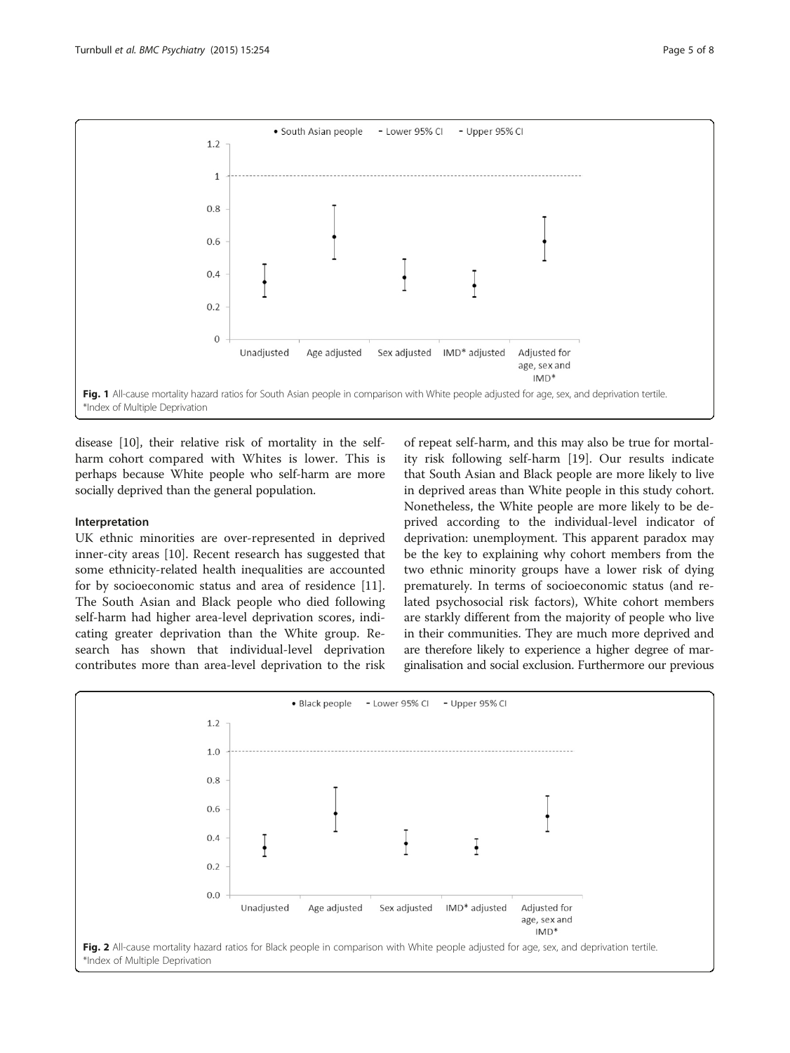Fig. 1 All-cause mortality hazard ratios for South Asian people in comparison with White people adjusted for age, sex, and deprivation tertile. *Index of Multiple Deprivation

disease [10], their relative risk of mortality in the self-harm cohort compared with Whites is lower. This is perhaps because White people who self-harm are more socially deprived than the general population.

#### Interpretation

UK ethnic minorities are over-represented in deprived inner-city areas [10]. Recent research has suggested that some ethnicity-related health inequalities are accounted for by socioeconomic status and area of residence [11]. The South Asian and Black people who died following self-harm had higher area-level deprivation scores, indicating greater deprivation than the White group. Research has shown that individual-level deprivation contributes more than area-level deprivation to the risk of repeat self-harm, and this may also be true for mortality risk following self-harm [19]. Our results indicate that South Asian and Black people are more likely to live in deprived areas than White people in this study cohort. Nonetheless, the White people are more likely to be deprived according to the individual-level indicator of deprivation: unemployment. This apparent paradox may be the key to explaining why cohort members from the two ethnic minority groups have a lower risk of dying prematurely. In terms of socioeconomic status (and related psychosocial risk factors), White cohort members are starkly different from the majority of people who live in their communities. They are much more deprived and are therefore likely to experience a higher degree of marginalisation and social exclusion. Furthermore our previous

Fig. 2 All-cause mortality hazard ratios for Black people in comparison with White people adjusted for age, sex, and deprivation tertile. *Index of Multiple Deprivation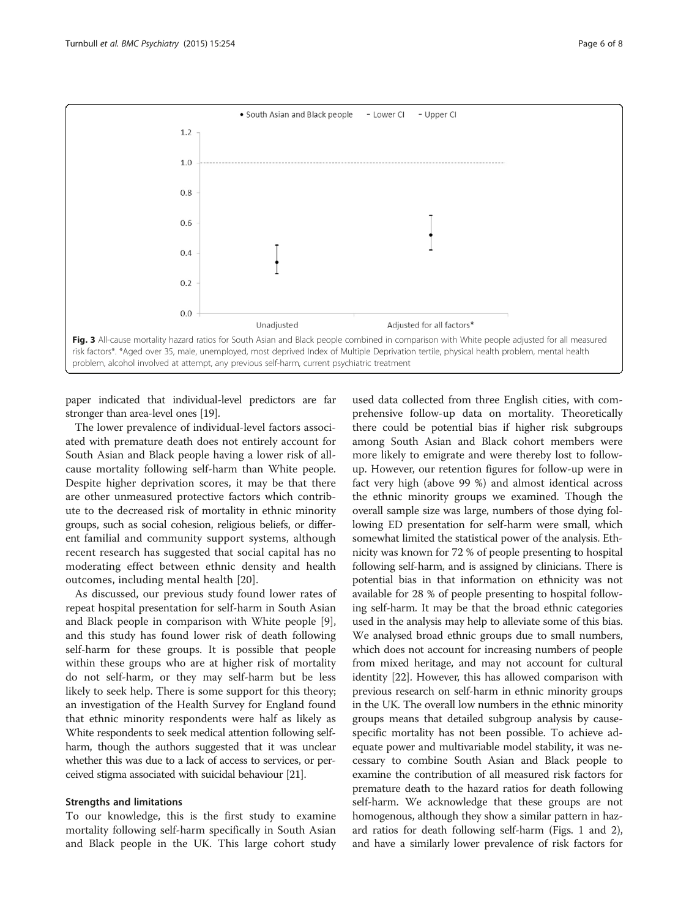Fig. 3 All-cause mortality hazard ratios for South Asian and Black people combined in comparison with White people adjusted for all measured risk factors*. *Aged over 35, male, unemployed, most deprived Index of Multiple Deprivation tertile, physical health problem, mental health problem, alcohol involved at attempt, any previous self-harm, current psychiatric treatment

paper indicated that individual-level predictors are far stronger than area-level ones [19].

The lower prevalence of individual-level factors associated with premature death does not entirely account for South Asian and Black people having a lower risk of all-cause mortality following self-harm than White people. Despite higher deprivation scores, it may be that there are other unmeasured protective factors which contribute to the decreased risk of mortality in ethnic minority groups, such as social cohesion, religious beliefs, or different familial and community support systems, although recent research has suggested that social capital has no moderating effect between ethnic density and health outcomes, including mental health [20].

As discussed, our previous study found lower rates of repeat hospital presentation for self-harm in South Asian and Black people in comparison with White people [9], and this study has found lower risk of death following self-harm for these groups. It is possible that people within these groups who are at higher risk of mortality do not self-harm, or they may self-harm but be less likely to seek help. There is some support for this theory; an investigation of the Health Survey for England found that ethnic minority respondents were half as likely as White respondents to seek medical attention following self-harm, though the authors suggested that it was unclear whether this was due to a lack of access to services, or perceived stigma associated with suicidal behaviour [21].

### Strengths and limitations

To our knowledge, this is the first study to examine mortality following self-harm specifically in South Asian and Black people in the UK. This large cohort study used data collected from three English cities, with comprehensive follow-up data on mortality. Theoretically there could be potential bias if higher risk subgroups among South Asian and Black cohort members were more likely to emigrate and were thereby lost to follow-up. However, our retention figures for follow-up were in fact very high (above 99 %) and almost identical across the ethnic minority groups we examined. Though the overall sample size was large, numbers of those dying following ED presentation for self-harm were small, which somewhat limited the statistical power of the analysis. Ethnicity was known for 72 % of people presenting to hospital following self-harm, and is assigned by clinicians. There is potential bias in that information on ethnicity was not available for 28 % of people presenting to hospital following self-harm. It may be that the broad ethnic categories used in the analysis may help to alleviate some of this bias. We analysed broad ethnic groups due to small numbers, which does not account for increasing numbers of people from mixed heritage, and may not account for cultural identity [22]. However, this has allowed comparison with previous research on self-harm in ethnic minority groups in the UK. The overall low numbers in the ethnic minority groups means that detailed subgroup analysis by cause-specific mortality has not been possible. To achieve adequate power and multivariable model stability, it was necessary to combine South Asian and Black people to examine the contribution of all measured risk factors for premature death to the hazard ratios for death following self-harm. We acknowledge that these groups are not homogenous, although they show a similar pattern in hazard ratios for death following self-harm (Figs. 1 and 2), and have a similarly lower prevalence of risk factors for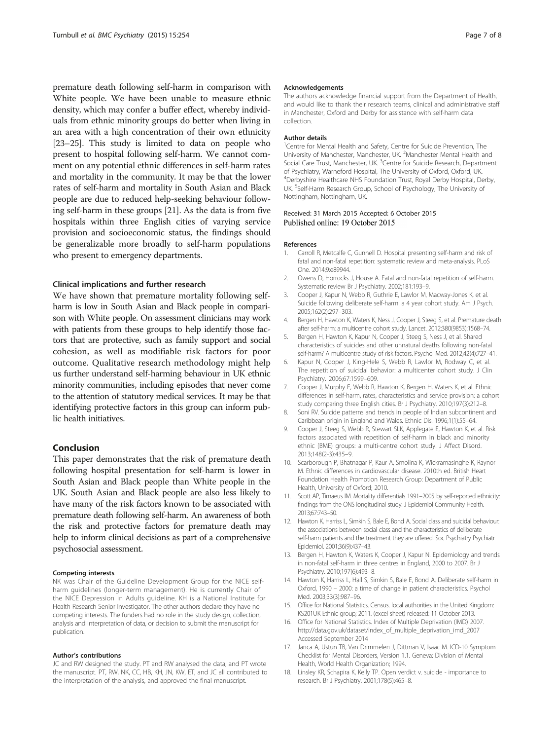premature death following self-harm in comparison with White people. We have been unable to measure ethnic density, which may confer a buffer effect, whereby individuals from ethnic minority groups do better when living in an area with a high concentration of their own ethnicity [23–25]. This study is limited to data on people who present to hospital following self-harm. We cannot comment on any potential ethnic differences in self-harm rates and mortality in the community. It may be that the lower rates of self-harm and mortality in South Asian and Black people are due to reduced help-seeking behaviour following self-harm in these groups [21]. As the data is from five hospitals within three English cities of varying service provision and socioeconomic status, the findings should be generalizable more broadly to self-harm populations who present to emergency departments.

### Clinical implications and further research

We have shown that premature mortality following self-harm is low in South Asian and Black people in comparison with White people. On assessment clinicians may work with patients from these groups to help identify those factors that are protective, such as family support and social cohesion, as well as modifiable risk factors for poor outcome. Qualitative research methodology might help us further understand self-harming behaviour in UK ethnic minority communities, including episodes that never come to the attention of statutory medical services. It may be that identifying protective factors in this group can inform public health initiatives.

## Conclusion

This paper demonstrates that the risk of premature death following hospital presentation for self-harm is lower in South Asian and Black people than White people in the UK. South Asian and Black people are also less likely to have many of the risk factors known to be associated with premature death following self-harm. An awareness of both the risk and protective factors for premature death may help to inform clinical decisions as part of a comprehensive psychosocial assessment.

#### Competing interests

NK was Chair of the Guideline Development Group for the NICE self-harm guidelines (longer-term management). He is currently Chair of the NICE Depression in Adults guideline. KH is a National Institute for Health Research Senior Investigator. The other authors declare they have no competing interests. The funders had no role in the study design, collection, analysis and interpretation of data, or decision to submit the manuscript for publication.

#### Author's contributions

JC and RW designed the study. PT and RW analysed the data, and PT wrote the manuscript. PT, RW, NK, CC, HB, KH, JN, KW, ET, and JC all contributed to the interpretation of the analysis, and approved the final manuscript.

#### Acknowledgements

The authors acknowledge financial support from the Department of Health, and would like to thank their research teams, clinical and administrative staff in Manchester, Oxford and Derby for assistance with self-harm data collection.

#### Author details

[1]Centre for Mental Health and Safety, Centre for Suicide Prevention, The University of Manchester, Manchester, UK. [2]Manchester Mental Health and Social Care Trust, Manchester, UK. [3]Centre for Suicide Research, Department of Psychiatry, Warneford Hospital, The University of Oxford, Oxford, UK. [4]Derbyshire Healthcare NHS Foundation Trust, Royal Derby Hospital, Derby, UK. [5]Self-Harm Research Group, School of Psychology, The University of Nottingham, Nottingham, UK.

Received: 31 March 2015 Accepted: 6 October 2015
Published online: 19 October 2015

#### References

1. Carroll R, Metcalfe C, Gunnell D. Hospital presenting self-harm and risk of fatal and non-fatal repetition: systematic review and meta-analysis. PLoS One. 2014;9:e89944.
2. Owens D, Horrocks J, House A. Fatal and non-fatal repetition of self-harm. Systematic review Br J Psychiatry. 2002;181:193–9.
3. Cooper J, Kapur N, Webb R, Guthrie E, Lawlor M, Macway-Jones K, et al. Suicide following deliberate self-harm: a 4 year cohort study. Am J Psych. 2005;162(2):297–303.
4. Bergen H, Hawton K, Waters K, Ness J, Cooper J, Steeg S, et al. Premature death after self-harm: a multicentre cohort study. Lancet. 2012;380(9853):1568–74.
5. Bergen H, Hawton K, Kapur N, Cooper J, Steeg S, Ness J, et al. Shared characteristics of suicides and other unnatural deaths following non-fatal self-harm? A multicentre study of risk factors. Psychol Med. 2012;42(4):727–41.
6. Kapur N, Cooper J, King-Hele S, Webb R, Lawlor M, Rodway C, et al. The repetition of suicidal behavior: a multicenter cohort study. J Clin Psychiatry. 2006;67:1599–609.
7. Cooper J, Murphy E, Webb R, Hawton K, Bergen H, Waters K, et al. Ethnic differences in self-harm, rates, characteristics and service provision: a cohort study comparing three English cities. Br J Psychiatry. 2010;197(3):212–8.
8. Soni RV. Suicide patterns and trends in people of Indian subcontinent and Caribbean origin in England and Wales. Ethnic Dis. 1996;1(1):55–64.
9. Cooper J, Steeg S, Webb R, Stewart SLK, Applegate E, Hawton K, et al. Risk factors associated with repetition of self-harm in black and minority ethnic (BME) groups: a multi-centre cohort study. J Affect Disord. 2013;148(2-3):435–9.
10. Scarborough P, Bhatnagar P, Kaur A, Smolina K, Wickramasinghe K, Raynor M. Ethnic differences in cardiovascular disease. 2010th ed. British Heart Foundation Health Promotion Research Group: Department of Public Health, University of Oxford; 2010.
11. Scott AP, Timaeus IM. Mortality differentials 1991–2005 by self-reported ethnicity: findings from the ONS longitudinal study. J Epidemiol Community Health. 2013;67:743–50.
12. Hawton K, Harriss L, Simkin S, Bale E, Bond A. Social class and suicidal behaviour: the associations between social class and the characteristics of deliberate self-harm patients and the treatment they are offered. Soc Psychiatry Psychiatr Epidemiol. 2001;36(9):437–43.
13. Bergen H, Hawton K, Waters K, Cooper J, Kapur N. Epidemiology and trends in non-fatal self-harm in three centres in England, 2000 to 2007. Br J Psychiatry. 2010;197(6):493–8.
14. Hawton K, Harriss L, Hall S, Simkin S, Bale E, Bond A. Deliberate self-harm in Oxford, 1990 – 2000: a time of change in patient characteristics. Psychol Med. 2003;33(3):987–96.
15. Office for National Statistics. Census. local authorities in the United Kingdom: KS201UK Ethnic group; 2011. (excel sheet) released: 11 October 2013.
16. Office for National Statistics. Index of Multiple Deprivation (IMD) 2007. http://data.gov.uk/dataset/index_of_multiple_deprivation_imd_2007 Accessed September 2014
17. Janca A, Ustun TB, Van Drimmelen J, Dittman V, Isaac M. ICD-10 Symptom Checklist for Mental Disorders, Version 1.1. Geneva: Division of Mental Health, World Health Organization; 1994.
18. Linsley KR, Schapira K, Kelly TP. Open verdict v. suicide - importance to research. Br J Psychiatry. 2001;178(5):465–8.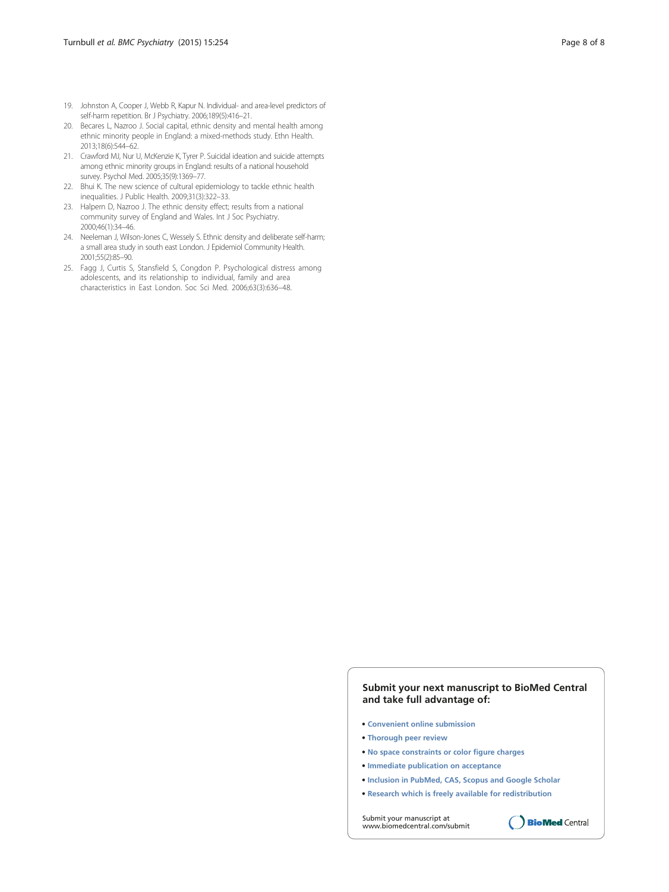19. Johnston A, Cooper J, Webb R, Kapur N. Individual- and area-level predictors of self-harm repetition. Br J Psychiatry. 2006;189(5):416–21.
20. Becares L, Nazroo J. Social capital, ethnic density and mental health among ethnic minority people in England: a mixed-methods study. Ethn Health. 2013;18(6):544–62.
21. Crawford MJ, Nur U, McKenzie K, Tyrer P. Suicidal ideation and suicide attempts among ethnic minority groups in England: results of a national household survey. Psychol Med. 2005;35(9):1369–77.
22. Bhui K. The new science of cultural epidemiology to tackle ethnic health inequalities. J Public Health. 2009;31(3):322–33.
23. Halpern D, Nazroo J. The ethnic density effect; results from a national community survey of England and Wales. Int J Soc Psychiatry. 2000;46(1):34–46.
24. Neeleman J, Wilson-Jones C, Wessely S. Ethnic density and deliberate self-harm; a small area study in south east London. J Epidemiol Community Health. 2001;55(2):85–90.
25. Fagg J, Curtis S, Stansfield S, Congdon P. Psychological distress among adolescents, and its relationship to individual, family and area characteristics in East London. Soc Sci Med. 2006;63(3):636–48.

**Submit your next manuscript to BioMed Central and take full advantage of:**

- **Convenient online submission**
- **Thorough peer review**
- **No space constraints or color figure charges**
- **Immediate publication on acceptance**
- **Inclusion in PubMed, CAS, Scopus and Google Scholar**
- **Research which is freely available for redistribution**

Submit your manuscript at
www.biomedcentral.com/submit

BioMed Central